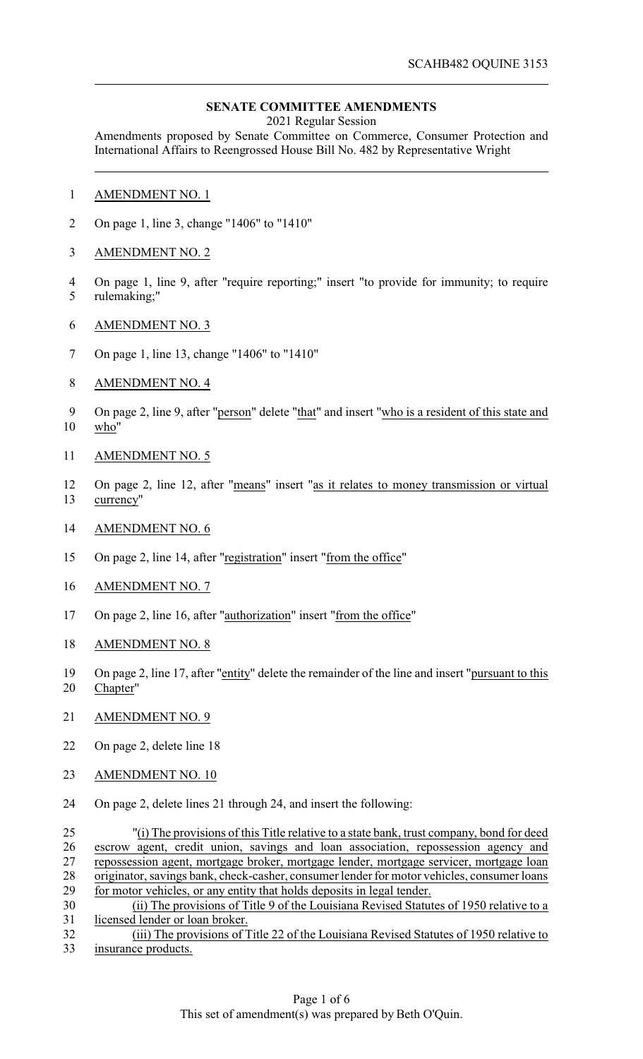## SENATE COMMITTEE AMENDMENTS

2021 Regular Session

Amendments proposed by Senate Committee on Commerce, Consumer Protection and International Affairs to Reengrossed House Bill No. 482 by Representative Wright

AMENDMENT NO. 1

On page 1, line 3, change "1406" to "1410"

AMENDMENT NO. 2

On page 1, line 9, after "require reporting;" insert "to provide for immunity; to require rulemaking;"

AMENDMENT NO. 3

On page 1, line 13, change "1406" to "1410"

AMENDMENT NO. 4

On page 2, line 9, after "person" delete "that" and insert "who is a resident of this state and who"

AMENDMENT NO. 5

On page 2, line 12, after "means" insert "as it relates to money transmission or virtual currency"

AMENDMENT NO. 6

On page 2, line 14, after "registration" insert "from the office"

AMENDMENT NO. 7

On page 2, line 16, after "authorization" insert "from the office"

AMENDMENT NO. 8

On page 2, line 17, after "entity" delete the remainder of the line and insert "pursuant to this Chapter"

AMENDMENT NO. 9

On page 2, delete line 18

AMENDMENT NO. 10

On page 2, delete lines 21 through 24, and insert the following:

"(i) The provisions of this Title relative to a state bank, trust company, bond for deed escrow agent, credit union, savings and loan association, repossession agency and repossession agent, mortgage broker, mortgage lender, mortgage servicer, mortgage loan originator, savings bank, check-casher, consumer lender for motor vehicles, consumer loans for motor vehicles, or any entity that holds deposits in legal tender.

(ii) The provisions of Title 9 of the Louisiana Revised Statutes of 1950 relative to a licensed lender or loan broker.

(iii) The provisions of Title 22 of the Louisiana Revised Statutes of 1950 relative to insurance products.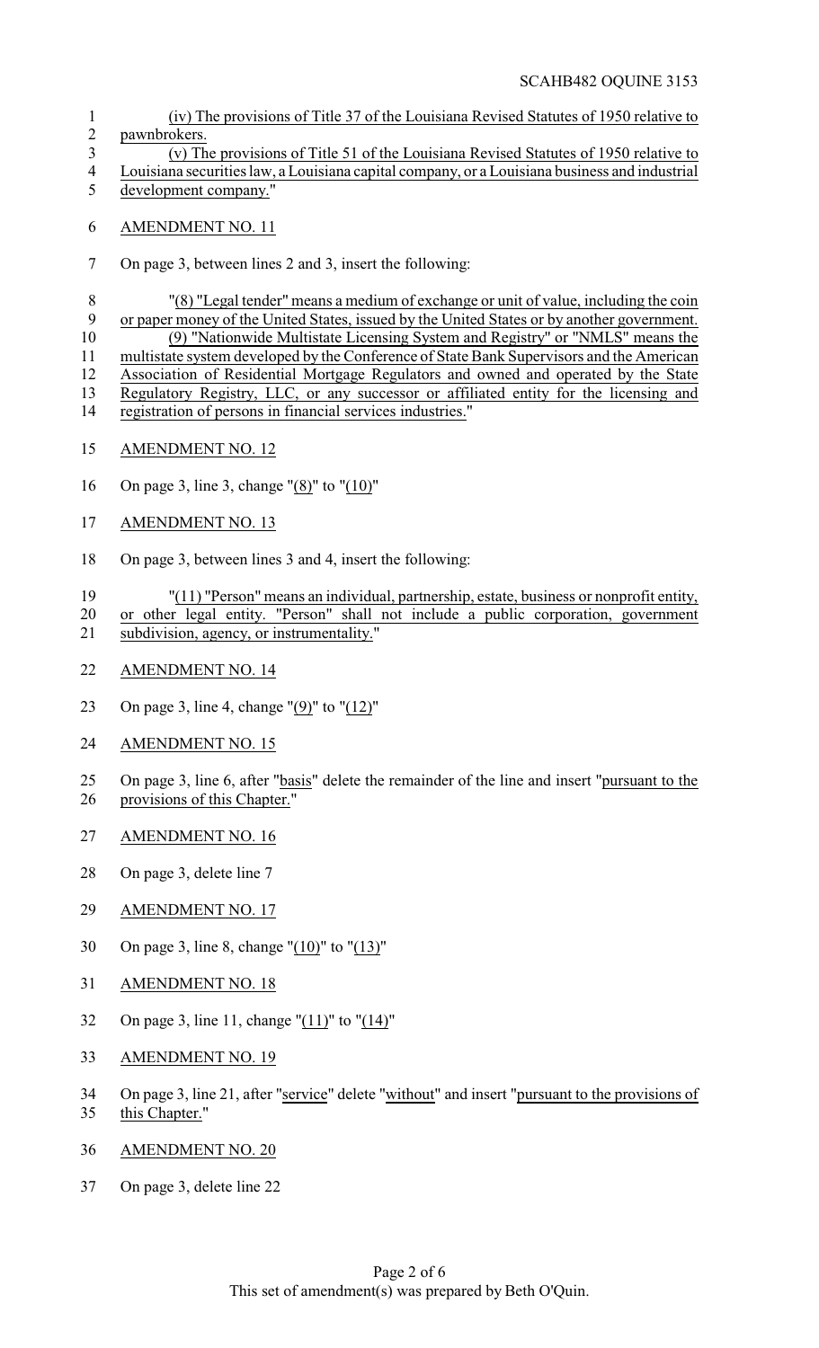(iv) The provisions of Title 37 of the Louisiana Revised Statutes of 1950 relative to pawnbrokers.

(v) The provisions of Title 51 of the Louisiana Revised Statutes of 1950 relative to Louisiana securities law, a Louisiana capital company, or a Louisiana business and industrial development company."

AMENDMENT NO. 11

On page 3, between lines 2 and 3, insert the following:

"(8) "Legal tender" means a medium of exchange or unit of value, including the coin or paper money of the United States, issued by the United States or by another government.

(9) "Nationwide Multistate Licensing System and Registry" or "NMLS" means the multistate system developed by the Conference of State Bank Supervisors and the American Association of Residential Mortgage Regulators and owned and operated by the State Regulatory Registry, LLC, or any successor or affiliated entity for the licensing and registration of persons in financial services industries."

AMENDMENT NO. 12

On page 3, line 3, change "(8)" to "(10)"

AMENDMENT NO. 13

On page 3, between lines 3 and 4, insert the following:

"(11) "Person" means an individual, partnership, estate, business or nonprofit entity, or other legal entity. "Person" shall not include a public corporation, government subdivision, agency, or instrumentality."

AMENDMENT NO. 14

On page 3, line 4, change "(9)" to "(12)"

AMENDMENT NO. 15

On page 3, line 6, after "basis" delete the remainder of the line and insert "pursuant to the provisions of this Chapter."

AMENDMENT NO. 16

On page 3, delete line 7

AMENDMENT NO. 17

On page 3, line 8, change "(10)" to "(13)"

AMENDMENT NO. 18

On page 3, line 11, change "(11)" to "(14)"

AMENDMENT NO. 19

On page 3, line 21, after "service" delete "without" and insert "pursuant to the provisions of this Chapter."

AMENDMENT NO. 20

On page 3, delete line 22

This set of amendment(s) was prepared by Beth O'Quin.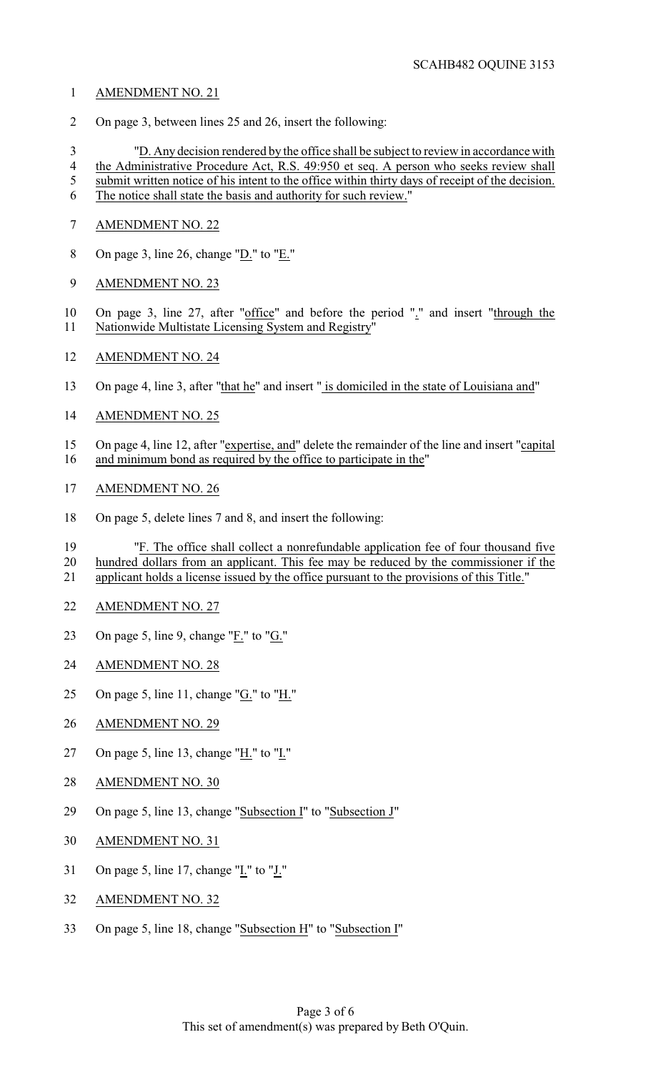AMENDMENT NO. 21

On page 3, between lines 25 and 26, insert the following:

"D. Any decision rendered by the office shall be subject to review in accordance with the Administrative Procedure Act, R.S. 49:950 et seq. A person who seeks review shall submit written notice of his intent to the office within thirty days of receipt of the decision. The notice shall state the basis and authority for such review."

AMENDMENT NO. 22

On page 3, line 26, change "D." to "E."

AMENDMENT NO. 23

On page 3, line 27, after "office" and before the period "." and insert "through the Nationwide Multistate Licensing System and Registry"

AMENDMENT NO. 24

On page 4, line 3, after "that he" and insert " is domiciled in the state of Louisiana and"

AMENDMENT NO. 25

On page 4, line 12, after "expertise, and" delete the remainder of the line and insert "capital and minimum bond as required by the office to participate in the"

AMENDMENT NO. 26

On page 5, delete lines 7 and 8, and insert the following:

"F. The office shall collect a nonrefundable application fee of four thousand five hundred dollars from an applicant. This fee may be reduced by the commissioner if the applicant holds a license issued by the office pursuant to the provisions of this Title."

AMENDMENT NO. 27

On page 5, line 9, change "F." to "G."

AMENDMENT NO. 28

On page 5, line 11, change "G." to "H."

AMENDMENT NO. 29

On page 5, line 13, change "H." to "I."

AMENDMENT NO. 30

On page 5, line 13, change "Subsection I" to "Subsection J"

AMENDMENT NO. 31

On page 5, line 17, change "I." to "J."

AMENDMENT NO. 32

On page 5, line 18, change "Subsection H" to "Subsection I"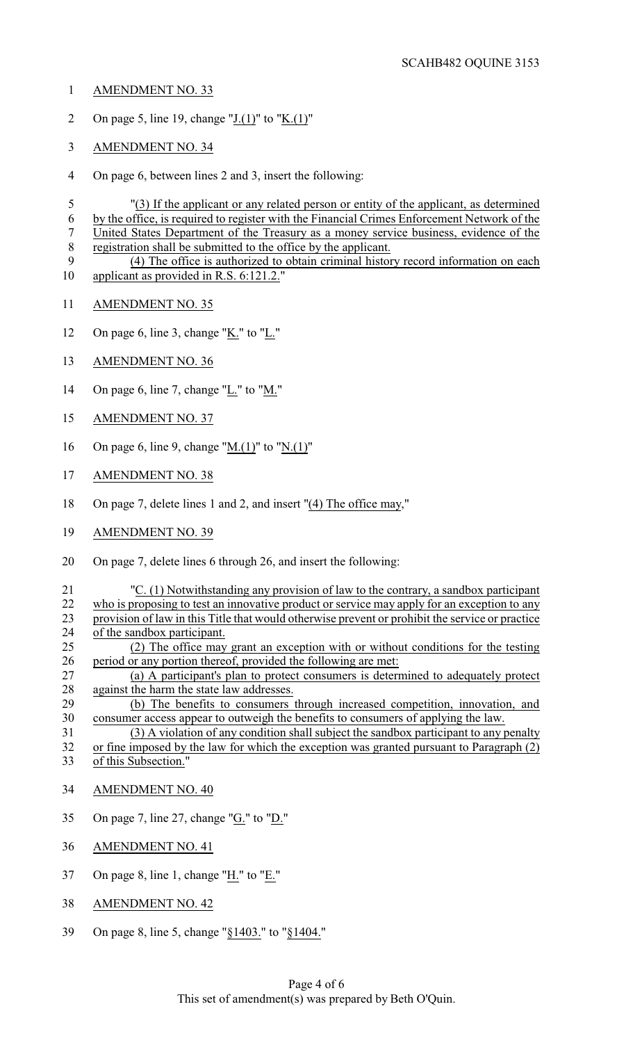AMENDMENT NO. 33

On page 5, line 19, change "J.(1)" to "K.(1)"

AMENDMENT NO. 34

On page 6, between lines 2 and 3, insert the following:

"(3) If the applicant or any related person or entity of the applicant, as determined by the office, is required to register with the Financial Crimes Enforcement Network of the United States Department of the Treasury as a money service business, evidence of the registration shall be submitted to the office by the applicant.

(4) The office is authorized to obtain criminal history record information on each applicant as provided in R.S. 6:121.2."

AMENDMENT NO. 35

On page 6, line 3, change "K." to "L."

AMENDMENT NO. 36

On page 6, line 7, change "L." to "M."

AMENDMENT NO. 37

On page 6, line 9, change "M.(1)" to "N.(1)"

AMENDMENT NO. 38

On page 7, delete lines 1 and 2, and insert "(4) The office may,"

AMENDMENT NO. 39

On page 7, delete lines 6 through 26, and insert the following:

"C. (1) Notwithstanding any provision of law to the contrary, a sandbox participant who is proposing to test an innovative product or service may apply for an exception to any provision of law in this Title that would otherwise prevent or prohibit the service or practice of the sandbox participant.

(2) The office may grant an exception with or without conditions for the testing period or any portion thereof, provided the following are met:

(a) A participant's plan to protect consumers is determined to adequately protect against the harm the state law addresses.

(b) The benefits to consumers through increased competition, innovation, and consumer access appear to outweigh the benefits to consumers of applying the law.

(3) A violation of any condition shall subject the sandbox participant to any penalty or fine imposed by the law for which the exception was granted pursuant to Paragraph (2) of this Subsection."

AMENDMENT NO. 40

On page 7, line 27, change "G." to "D."

AMENDMENT NO. 41

On page 8, line 1, change "H." to "E."

AMENDMENT NO. 42

On page 8, line 5, change "§1403." to "§1404."

This set of amendment(s) was prepared by Beth O'Quin.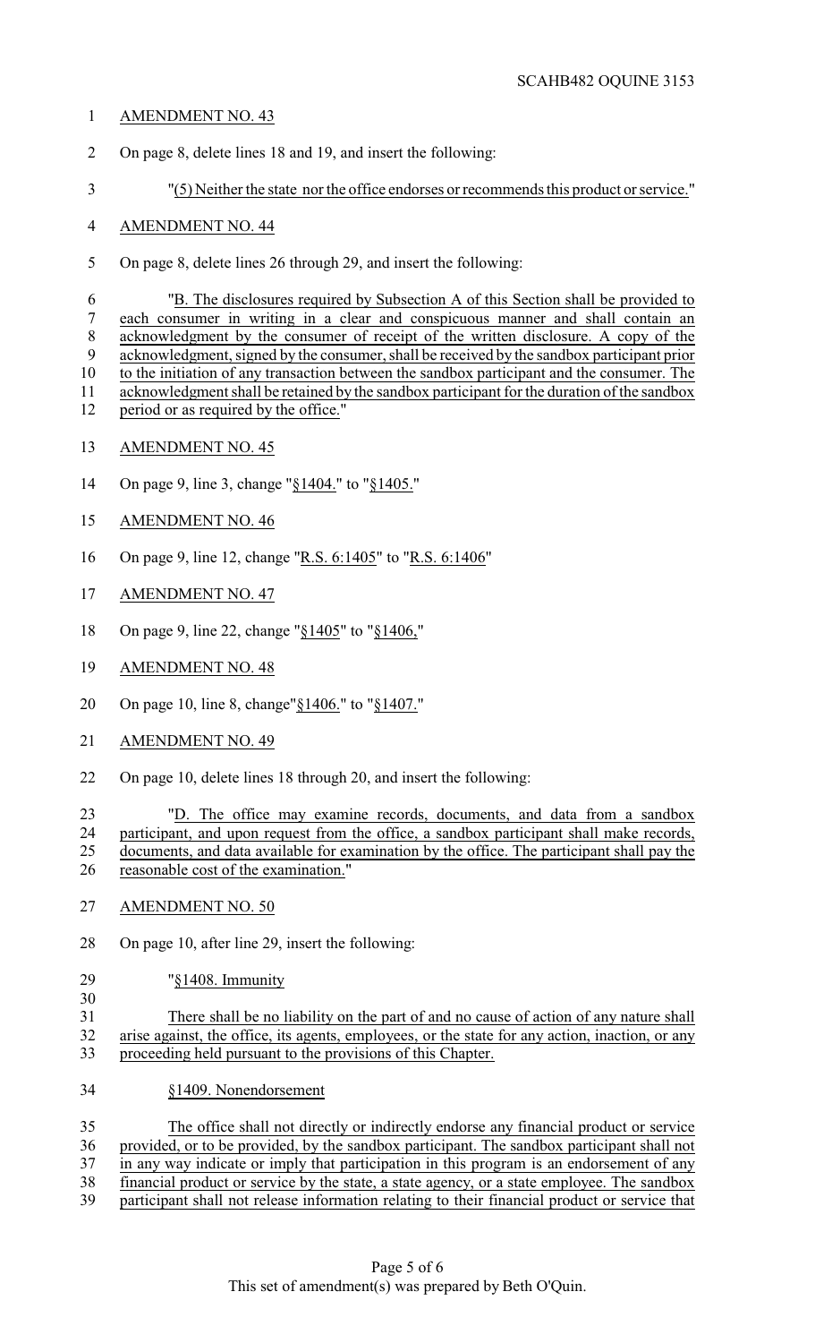AMENDMENT NO. 43

On page 8, delete lines 18 and 19, and insert the following:

"(5) Neither the state nor the office endorses or recommends this product or service."

AMENDMENT NO. 44

On page 8, delete lines 26 through 29, and insert the following:

"B. The disclosures required by Subsection A of this Section shall be provided to each consumer in writing in a clear and conspicuous manner and shall contain an acknowledgment by the consumer of receipt of the written disclosure. A copy of the acknowledgment, signed by the consumer, shall be received by the sandbox participant prior to the initiation of any transaction between the sandbox participant and the consumer. The acknowledgment shall be retained by the sandbox participant for the duration of the sandbox period or as required by the office."

AMENDMENT NO. 45

On page 9, line 3, change "§1404." to "§1405."

AMENDMENT NO. 46

On page 9, line 12, change "R.S. 6:1405" to "R.S. 6:1406"

AMENDMENT NO. 47

On page 9, line 22, change "§1405" to "§1406,"

AMENDMENT NO. 48

On page 10, line 8, change"§1406." to "§1407."

AMENDMENT NO. 49

On page 10, delete lines 18 through 20, and insert the following:

"D. The office may examine records, documents, and data from a sandbox participant, and upon request from the office, a sandbox participant shall make records, documents, and data available for examination by the office. The participant shall pay the reasonable cost of the examination."

AMENDMENT NO. 50

On page 10, after line 29, insert the following:

"§1408. Immunity

There shall be no liability on the part of and no cause of action of any nature shall arise against, the office, its agents, employees, or the state for any action, inaction, or any proceeding held pursuant to the provisions of this Chapter.

§1409. Nonendorsement

The office shall not directly or indirectly endorse any financial product or service provided, or to be provided, by the sandbox participant. The sandbox participant shall not in any way indicate or imply that participation in this program is an endorsement of any financial product or service by the state, a state agency, or a state employee. The sandbox participant shall not release information relating to their financial product or service that

This set of amendment(s) was prepared by Beth O'Quin.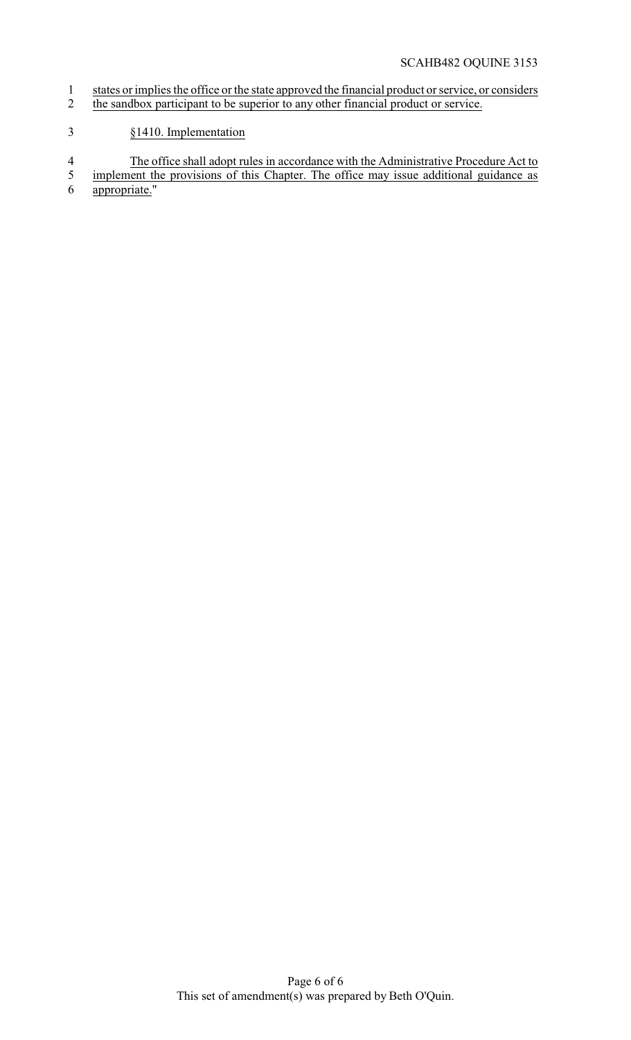states or implies the office or the state approved the financial product or service, or considers the sandbox participant to be superior to any other financial product or service.

§1410. Implementation

The office shall adopt rules in accordance with the Administrative Procedure Act to implement the provisions of this Chapter. The office may issue additional guidance as appropriate."

This set of amendment(s) was prepared by Beth O'Quin.